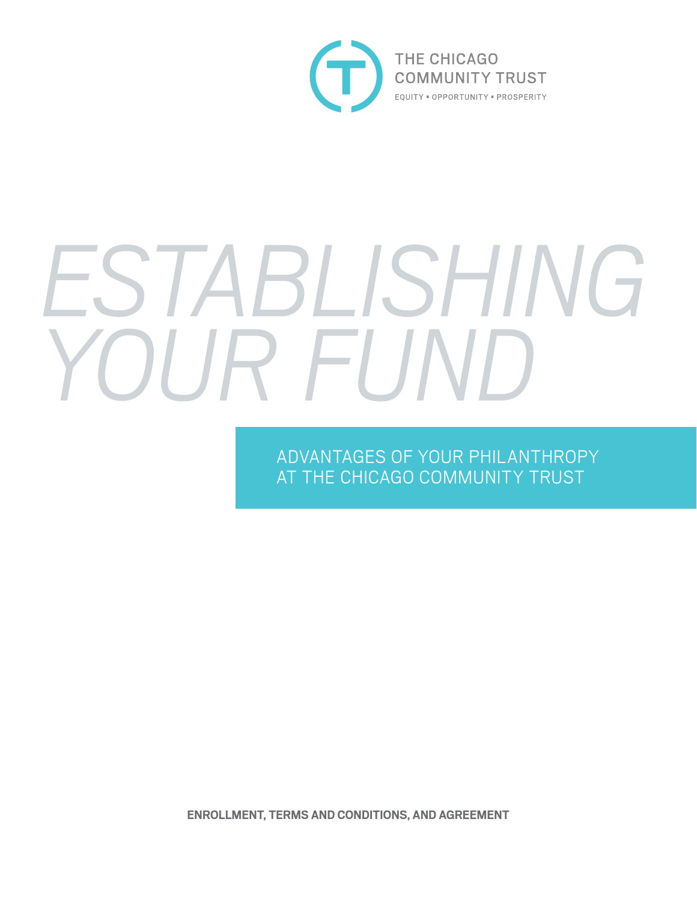THE CHICAGO COMMUNITY TRUST

EQUITY • OPPORTUNITY • PROSPERITY

# *ESTABLISHING YOUR FUND*

## ADVANTAGES OF YOUR PHILANTHROPY AT THE CHICAGO COMMUNITY TRUST

**ENROLLMENT, TERMS AND CONDITIONS, AND AGREEMENT**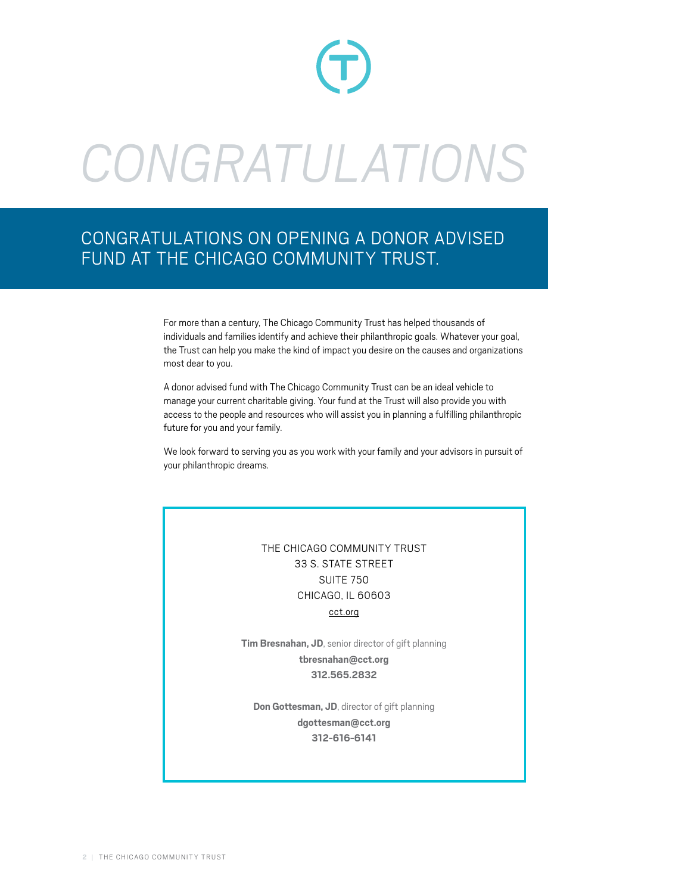# CONGRATULATIONS

## CONGRATULATIONS ON OPENING A DONOR ADVISED FUND AT THE CHICAGO COMMUNITY TRUST.

For more than a century, The Chicago Community Trust has helped thousands of individuals and families identify and achieve their philanthropic goals. Whatever your goal, the Trust can help you make the kind of impact you desire on the causes and organizations most dear to you.

A donor advised fund with The Chicago Community Trust can be an ideal vehicle to manage your current charitable giving. Your fund at the Trust will also provide you with access to the people and resources who will assist you in planning a fulfilling philanthropic future for you and your family.

We look forward to serving you as you work with your family and your advisors in pursuit of your philanthropic dreams.

THE CHICAGO COMMUNITY TRUST
33 S. STATE STREET
SUITE 750
CHICAGO, IL 60603
cct.org

**Tim Bresnahan, JD**, senior director of gift planning
**tbresnahan@cct.org**
**312.565.2832**

**Don Gottesman, JD**, director of gift planning
**dgottesman@cct.org**
**312-616-6141**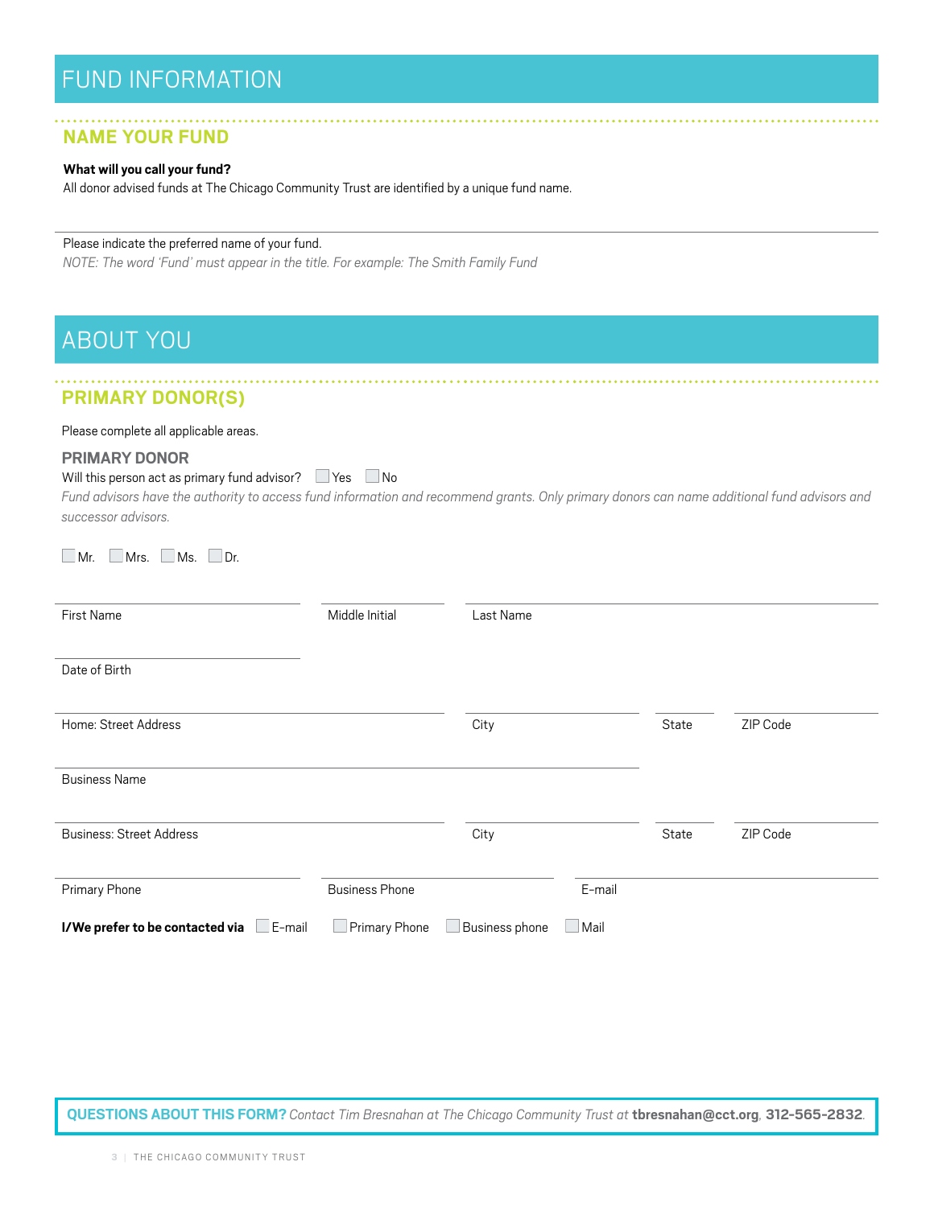# FUND INFORMATION

## NAME YOUR FUND

**What will you call your fund?**
All donor advised funds at The Chicago Community Trust are identified by a unique fund name.

Please indicate the preferred name of your fund.
*NOTE: The word 'Fund' must appear in the title. For example: The Smith Family Fund*

# ABOUT YOU

## PRIMARY DONOR(S)

Please complete all applicable areas.

### PRIMARY DONOR

Will this person act as primary fund advisor? ☐ Yes ☐ No

*Fund advisors have the authority to access fund information and recommend grants. Only primary donors can name additional fund advisors and successor advisors.*

☐ Mr. ☐ Mrs. ☐ Ms. ☐ Dr.

First Name | Middle Initial | Last Name

Date of Birth

Home: Street Address | City | State | ZIP Code

Business Name

Business: Street Address | City | State | ZIP Code

Primary Phone | Business Phone | E-mail

**I/We prefer to be contacted via** ☐ E-mail ☐ Primary Phone ☐ Business phone ☐ Mail

**QUESTIONS ABOUT THIS FORM?** *Contact Tim Bresnahan at The Chicago Community Trust at* **tbresnahan@cct.org**, **312-565-2832**.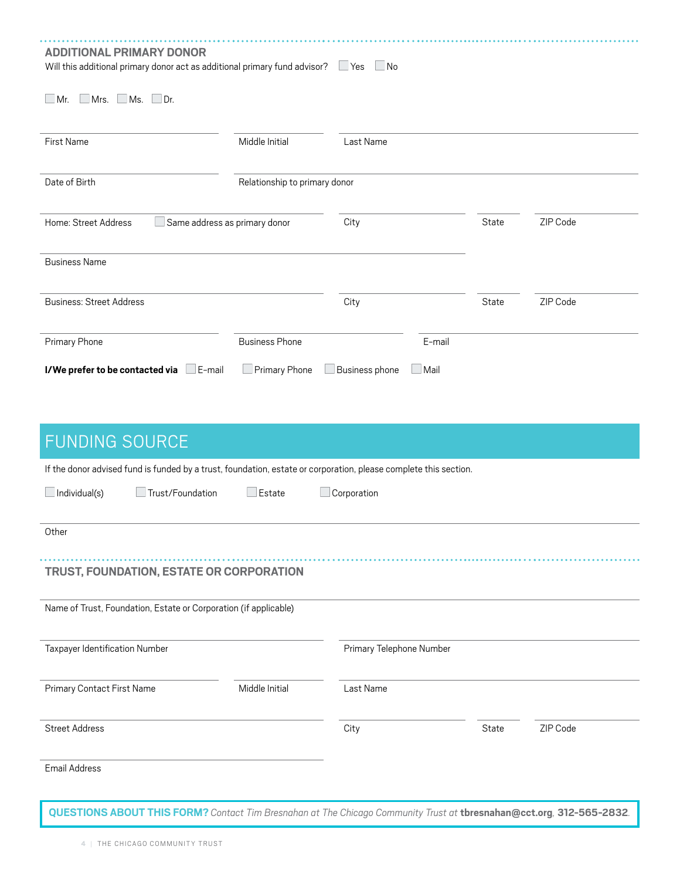## ADDITIONAL PRIMARY DONOR

Will this additional primary donor act as additional primary fund advisor? ☐ Yes ☐ No

☐ Mr. ☐ Mrs. ☐ Ms. ☐ Dr.

First Name | Middle Initial | Last Name

Date of Birth | Relationship to primary donor

Home: Street Address ☐ Same address as primary donor | City | State | ZIP Code

Business Name

Business: Street Address | City | State | ZIP Code

Primary Phone | Business Phone | E-mail

**I/We prefer to be contacted via** ☐ E-mail ☐ Primary Phone ☐ Business phone ☐ Mail

# FUNDING SOURCE

If the donor advised fund is funded by a trust, foundation, estate or corporation, please complete this section.

☐ Individual(s) ☐ Trust/Foundation ☐ Estate ☐ Corporation

Other

## TRUST, FOUNDATION, ESTATE OR CORPORATION

Name of Trust, Foundation, Estate or Corporation (if applicable)

Taxpayer Identification Number | Primary Telephone Number

Primary Contact First Name | Middle Initial | Last Name

Street Address | City | State | ZIP Code

Email Address

**QUESTIONS ABOUT THIS FORM?** *Contact Tim Bresnahan at The Chicago Community Trust at* **tbresnahan@cct.org**, **312-565-2832**.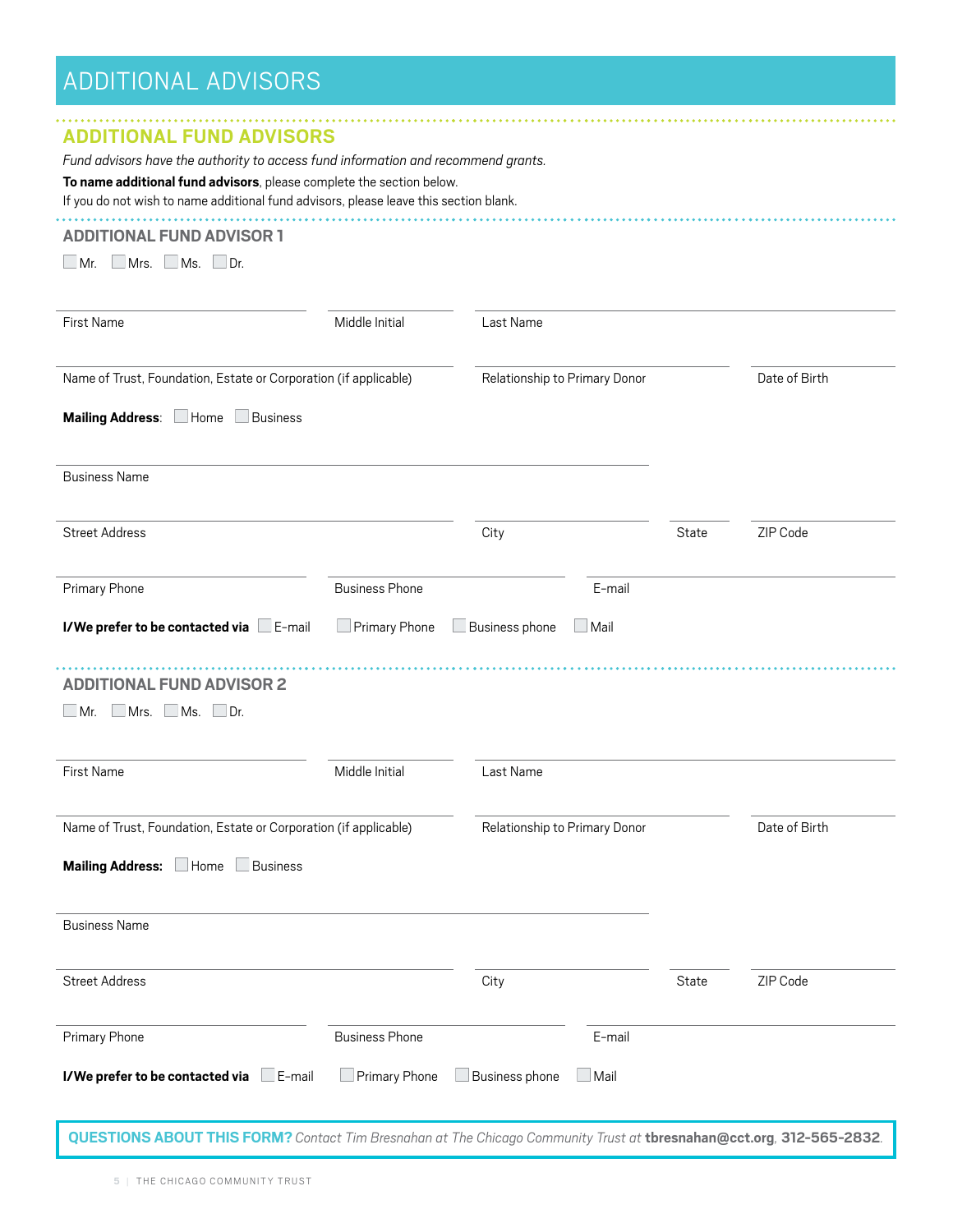# ADDITIONAL ADVISORS

## ADDITIONAL FUND ADVISORS

*Fund advisors have the authority to access fund information and recommend grants.*

**To name additional fund advisors**, please complete the section below.

If you do not wish to name additional fund advisors, please leave this section blank.

### ADDITIONAL FUND ADVISOR 1

☐ Mr. ☐ Mrs. ☐ Ms. ☐ Dr.

First Name | Middle Initial | Last Name

Name of Trust, Foundation, Estate or Corporation (if applicable) | Relationship to Primary Donor | Date of Birth

**Mailing Address**: ☐ Home ☐ Business

Business Name

Street Address | City | State | ZIP Code

Primary Phone | Business Phone | E-mail

**I/We prefer to be contacted via** ☐ E-mail ☐ Primary Phone ☐ Business phone ☐ Mail

### ADDITIONAL FUND ADVISOR 2

☐ Mr. ☐ Mrs. ☐ Ms. ☐ Dr.

First Name | Middle Initial | Last Name

Name of Trust, Foundation, Estate or Corporation (if applicable) | Relationship to Primary Donor | Date of Birth

**Mailing Address:** ☐ Home ☐ Business

Business Name

Street Address | City | State | ZIP Code

Primary Phone | Business Phone | E-mail

**I/We prefer to be contacted via** ☐ E-mail ☐ Primary Phone ☐ Business phone ☐ Mail

**QUESTIONS ABOUT THIS FORM?** *Contact Tim Bresnahan at The Chicago Community Trust at* **tbresnahan@cct.org**, **312-565-2832**.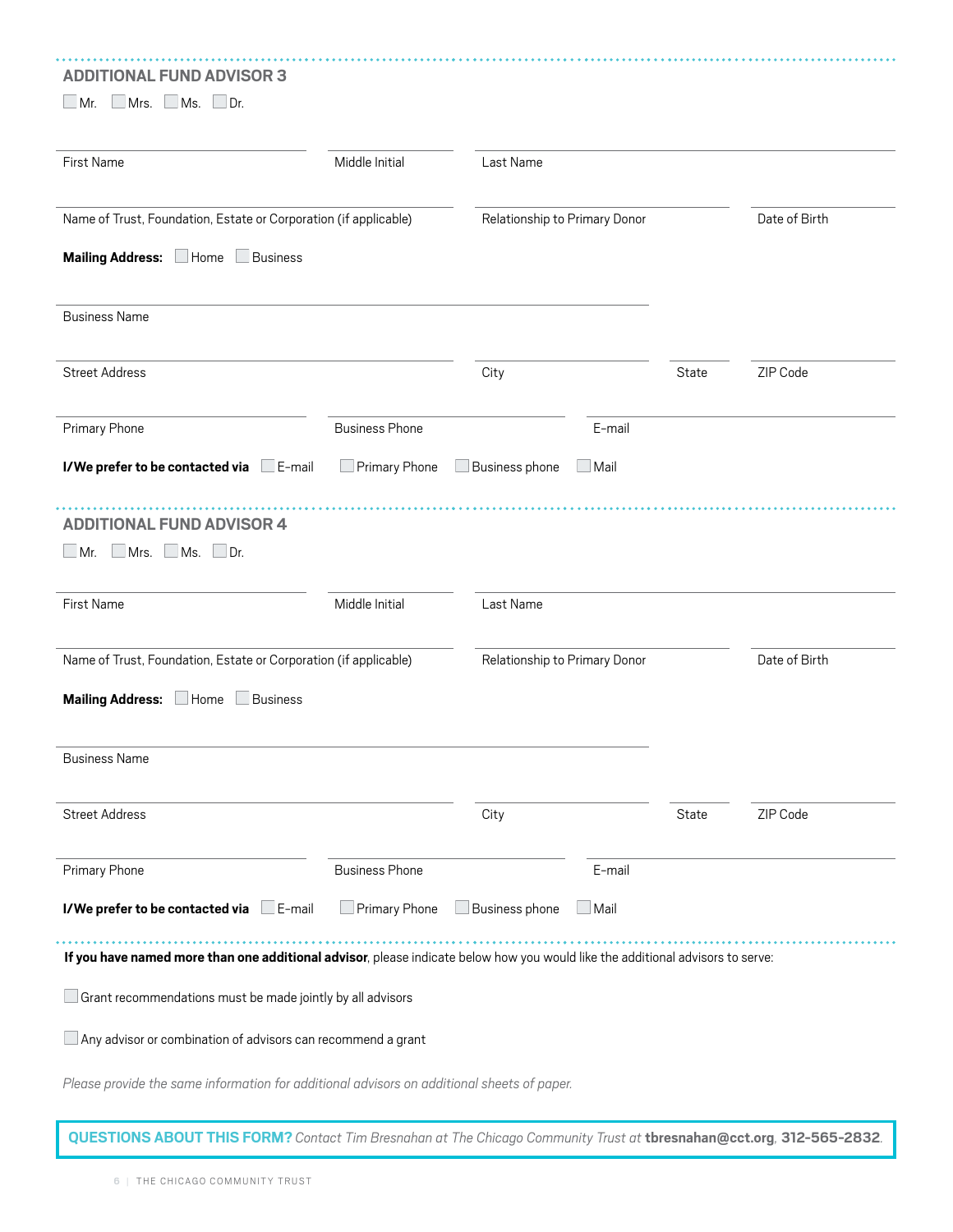## ADDITIONAL FUND ADVISOR 3

☐ Mr. ☐ Mrs. ☐ Ms. ☐ Dr.

First Name | Middle Initial | Last Name

Name of Trust, Foundation, Estate or Corporation (if applicable) | Relationship to Primary Donor | Date of Birth

**Mailing Address:** ☐ Home ☐ Business

Business Name

Street Address | City | State | ZIP Code

Primary Phone | Business Phone | E-mail

**I/We prefer to be contacted via** ☐ E-mail ☐ Primary Phone ☐ Business phone ☐ Mail

## ADDITIONAL FUND ADVISOR 4

☐ Mr. ☐ Mrs. ☐ Ms. ☐ Dr.

First Name | Middle Initial | Last Name

Name of Trust, Foundation, Estate or Corporation (if applicable) | Relationship to Primary Donor | Date of Birth

**Mailing Address:** ☐ Home ☐ Business

Business Name

Street Address | City | State | ZIP Code

Primary Phone | Business Phone | E-mail

**I/We prefer to be contacted via** ☐ E-mail ☐ Primary Phone ☐ Business phone ☐ Mail

**If you have named more than one additional advisor**, please indicate below how you would like the additional advisors to serve:

☐ Grant recommendations must be made jointly by all advisors

☐ Any advisor or combination of advisors can recommend a grant

*Please provide the same information for additional advisors on additional sheets of paper.*

**QUESTIONS ABOUT THIS FORM?** *Contact Tim Bresnahan at The Chicago Community Trust at* **tbresnahan@cct.org**, **312-565-2832**.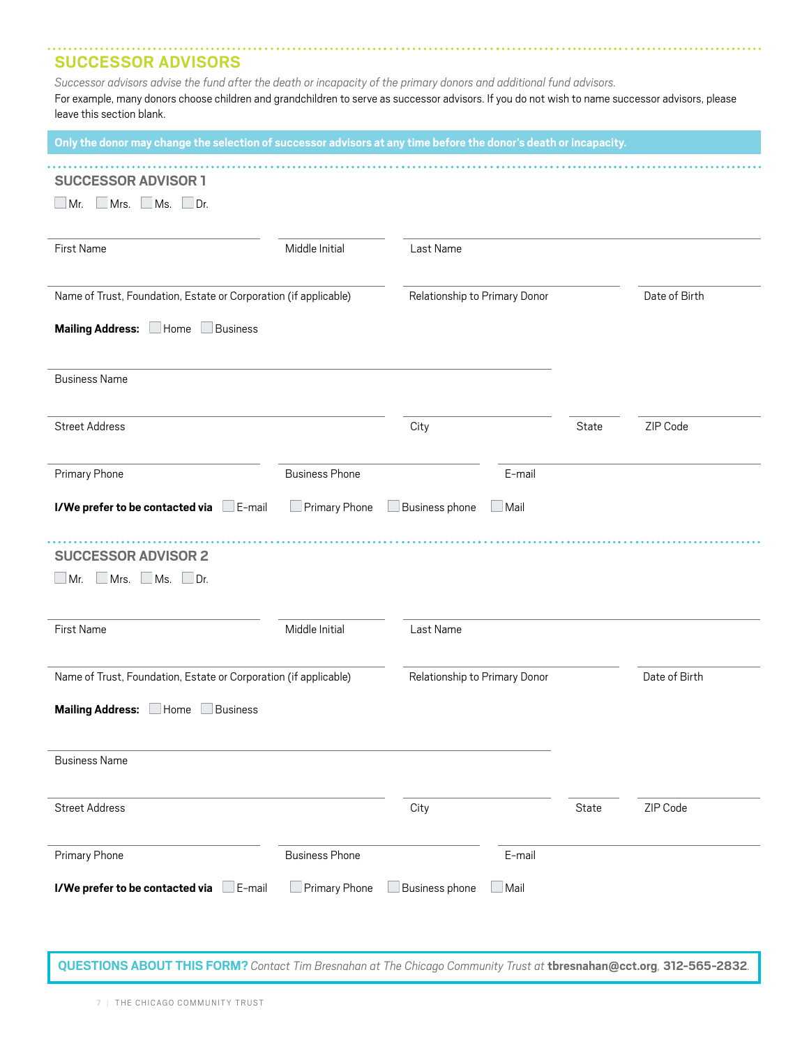## SUCCESSOR ADVISORS

*Successor advisors advise the fund after the death or incapacity of the primary donors and additional fund advisors.*
For example, many donors choose children and grandchildren to serve as successor advisors. If you do not wish to name successor advisors, please leave this section blank.

**Only the donor may change the selection of successor advisors at any time before the donor's death or incapacity.**

### SUCCESSOR ADVISOR 1

☐ Mr. ☐ Mrs. ☐ Ms. ☐ Dr.

First Name | Middle Initial | Last Name

Name of Trust, Foundation, Estate or Corporation (if applicable) | Relationship to Primary Donor | Date of Birth

**Mailing Address:** ☐ Home ☐ Business

Business Name

Street Address | City | State | ZIP Code

Primary Phone | Business Phone | E-mail

**I/We prefer to be contacted via** ☐ E-mail ☐ Primary Phone ☐ Business phone ☐ Mail

### SUCCESSOR ADVISOR 2

☐ Mr. ☐ Mrs. ☐ Ms. ☐ Dr.

First Name | Middle Initial | Last Name

Name of Trust, Foundation, Estate or Corporation (if applicable) | Relationship to Primary Donor | Date of Birth

**Mailing Address:** ☐ Home ☐ Business

Business Name

Street Address | City | State | ZIP Code

Primary Phone | Business Phone | E-mail

**I/We prefer to be contacted via** ☐ E-mail ☐ Primary Phone ☐ Business phone ☐ Mail

**QUESTIONS ABOUT THIS FORM?** *Contact Tim Bresnahan at The Chicago Community Trust at* **tbresnahan@cct.org**, **312-565-2832**.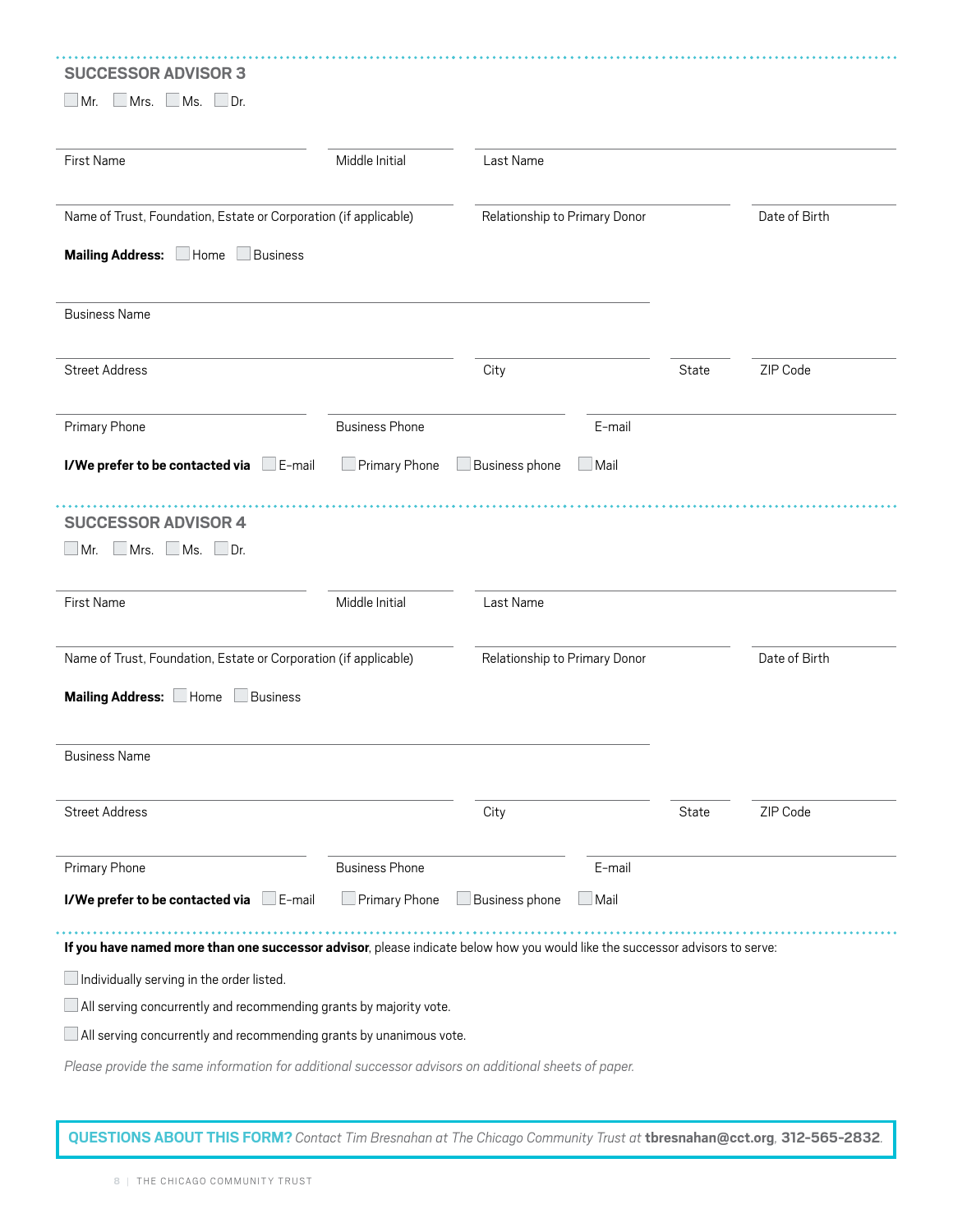## SUCCESSOR ADVISOR 3

☐ Mr. ☐ Mrs. ☐ Ms. ☐ Dr.

First Name | Middle Initial | Last Name

Name of Trust, Foundation, Estate or Corporation (if applicable) | Relationship to Primary Donor | Date of Birth

**Mailing Address:** ☐ Home ☐ Business

Business Name

Street Address | City | State | ZIP Code

Primary Phone | Business Phone | E-mail

**I/We prefer to be contacted via** ☐ E-mail ☐ Primary Phone ☐ Business phone ☐ Mail

## SUCCESSOR ADVISOR 4

☐ Mr. ☐ Mrs. ☐ Ms. ☐ Dr.

First Name | Middle Initial | Last Name

Name of Trust, Foundation, Estate or Corporation (if applicable) | Relationship to Primary Donor | Date of Birth

**Mailing Address:** ☐ Home ☐ Business

Business Name

Street Address | City | State | ZIP Code

Primary Phone | Business Phone | E-mail

**I/We prefer to be contacted via** ☐ E-mail ☐ Primary Phone ☐ Business phone ☐ Mail

**If you have named more than one successor advisor**, please indicate below how you would like the successor advisors to serve:

☐ Individually serving in the order listed.

☐ All serving concurrently and recommending grants by majority vote.

☐ All serving concurrently and recommending grants by unanimous vote.

*Please provide the same information for additional successor advisors on additional sheets of paper.*

**QUESTIONS ABOUT THIS FORM?** *Contact Tim Bresnahan at The Chicago Community Trust at* **tbresnahan@cct.org**, **312-565-2832**.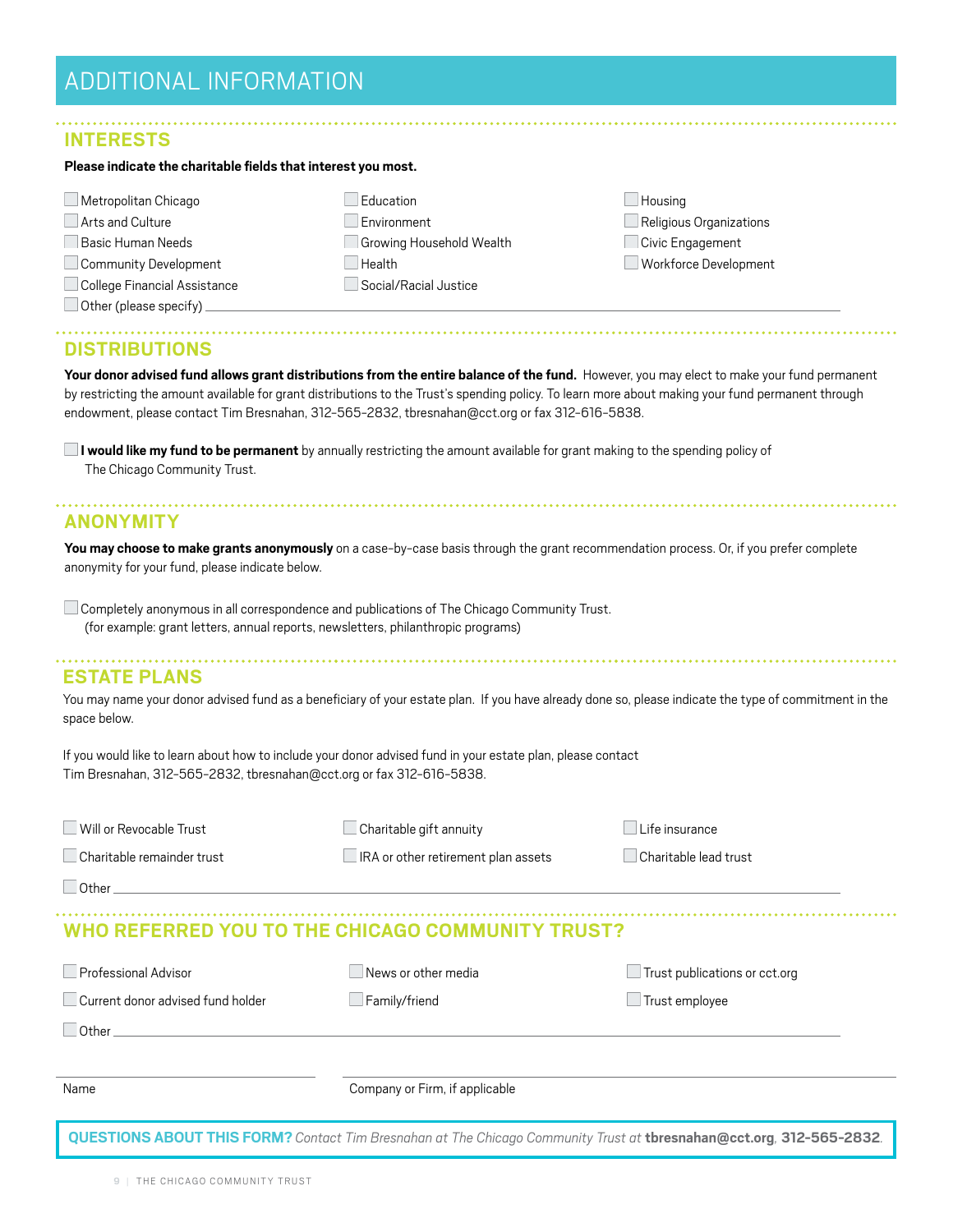# ADDITIONAL INFORMATION

## INTERESTS

**Please indicate the charitable fields that interest you most.**

- ☐ Metropolitan Chicago
- ☐ Arts and Culture
- ☐ Basic Human Needs
- ☐ Community Development
- ☐ College Financial Assistance
- ☐ Education
- ☐ Environment
- ☐ Growing Household Wealth
- ☐ Health
- ☐ Social/Racial Justice
- ☐ Housing
- ☐ Religious Organizations
- ☐ Civic Engagement
- ☐ Workforce Development
- ☐ Other (please specify) ______________________________

## DISTRIBUTIONS

**Your donor advised fund allows grant distributions from the entire balance of the fund.** However, you may elect to make your fund permanent by restricting the amount available for grant distributions to the Trust's spending policy. To learn more about making your fund permanent through endowment, please contact Tim Bresnahan, 312-565-2832, tbresnahan@cct.org or fax 312-616-5838.

☐ **I would like my fund to be permanent** by annually restricting the amount available for grant making to the spending policy of The Chicago Community Trust.

## ANONYMITY

**You may choose to make grants anonymously** on a case-by-case basis through the grant recommendation process. Or, if you prefer complete anonymity for your fund, please indicate below.

☐ Completely anonymous in all correspondence and publications of The Chicago Community Trust.
(for example: grant letters, annual reports, newsletters, philanthropic programs)

## ESTATE PLANS

You may name your donor advised fund as a beneficiary of your estate plan. If you have already done so, please indicate the type of commitment in the space below.

If you would like to learn about how to include your donor advised fund in your estate plan, please contact Tim Bresnahan, 312-565-2832, tbresnahan@cct.org or fax 312-616-5838.

- ☐ Will or Revocable Trust
- ☐ Charitable remainder trust
- ☐ Charitable gift annuity
- ☐ IRA or other retirement plan assets
- ☐ Life insurance
- ☐ Charitable lead trust
- ☐ Other ______________________________

## WHO REFERRED YOU TO THE CHICAGO COMMUNITY TRUST?

- ☐ Professional Advisor
- ☐ Current donor advised fund holder
- ☐ News or other media
- ☐ Family/friend
- ☐ Trust publications or cct.org
- ☐ Trust employee
- ☐ Other ______________________________

______________________________ Name

______________________________ Company or Firm, if applicable

**QUESTIONS ABOUT THIS FORM?** *Contact Tim Bresnahan at The Chicago Community Trust at* **tbresnahan@cct.org**, **312-565-2832**.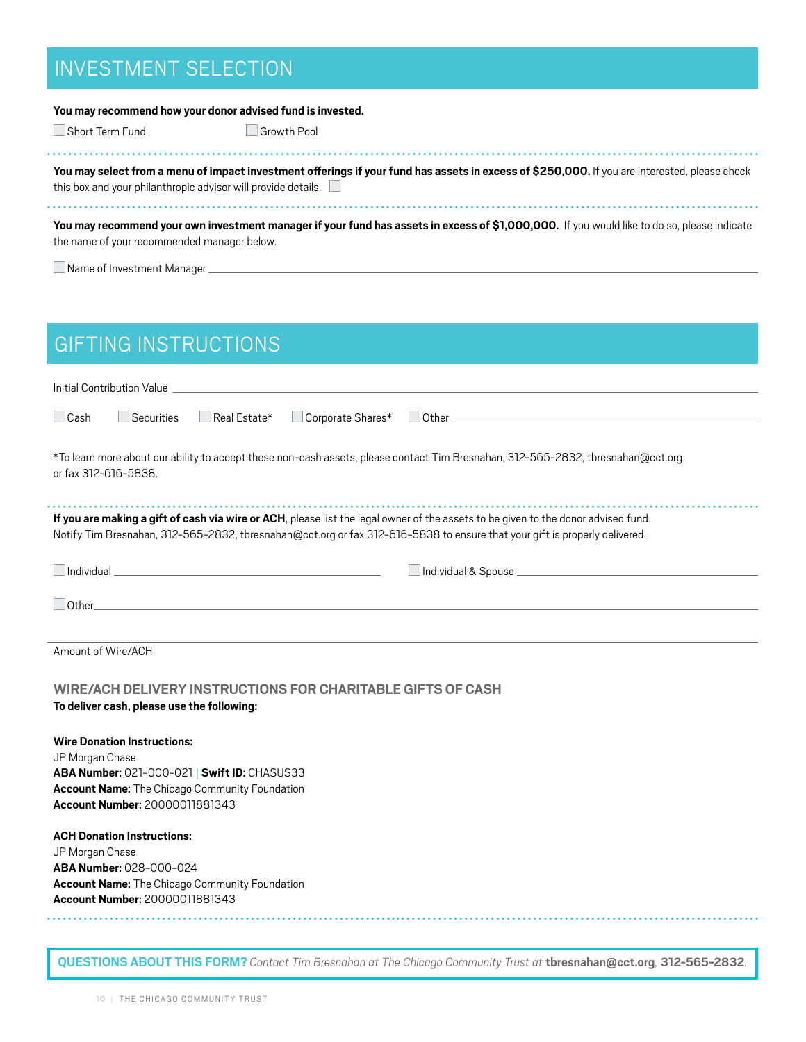# INVESTMENT SELECTION

**You may recommend how your donor advised fund is invested.**

☐ Short Term Fund ☐ Growth Pool

**You may select from a menu of impact investment offerings if your fund has assets in excess of $250,000.** If you are interested, please check this box and your philanthropic advisor will provide details. ☐

**You may recommend your own investment manager if your fund has assets in excess of $1,000,000.** If you would like to do so, please indicate the name of your recommended manager below.

☐ Name of Investment Manager ____________________

# GIFTING INSTRUCTIONS

Initial Contribution Value ____________________

☐ Cash ☐ Securities ☐ Real Estate* ☐ Corporate Shares* ☐ Other ____________________

*To learn more about our ability to accept these non-cash assets, please contact Tim Bresnahan, 312-565-2832, tbresnahan@cct.org or fax 312-616-5838.

**If you are making a gift of cash via wire or ACH**, please list the legal owner of the assets to be given to the donor advised fund. Notify Tim Bresnahan, 312-565-2832, tbresnahan@cct.org or fax 312-616-5838 to ensure that your gift is properly delivered.

☐ Individual ____________________ ☐ Individual & Spouse ____________________

☐ Other____________________

____________________

Amount of Wire/ACH

### WIRE/ACH DELIVERY INSTRUCTIONS FOR CHARITABLE GIFTS OF CASH

**To deliver cash, please use the following:**

**Wire Donation Instructions:**
JP Morgan Chase
**ABA Number:** 021-000-021 | **Swift ID:** CHASUS33
**Account Name:** The Chicago Community Foundation
**Account Number:** 20000011881343

**ACH Donation Instructions:**
JP Morgan Chase
**ABA Number:** 028-000-024
**Account Name:** The Chicago Community Foundation
**Account Number:** 20000011881343

**QUESTIONS ABOUT THIS FORM?** *Contact Tim Bresnahan at The Chicago Community Trust at* **tbresnahan@cct.org**, **312-565-2832**.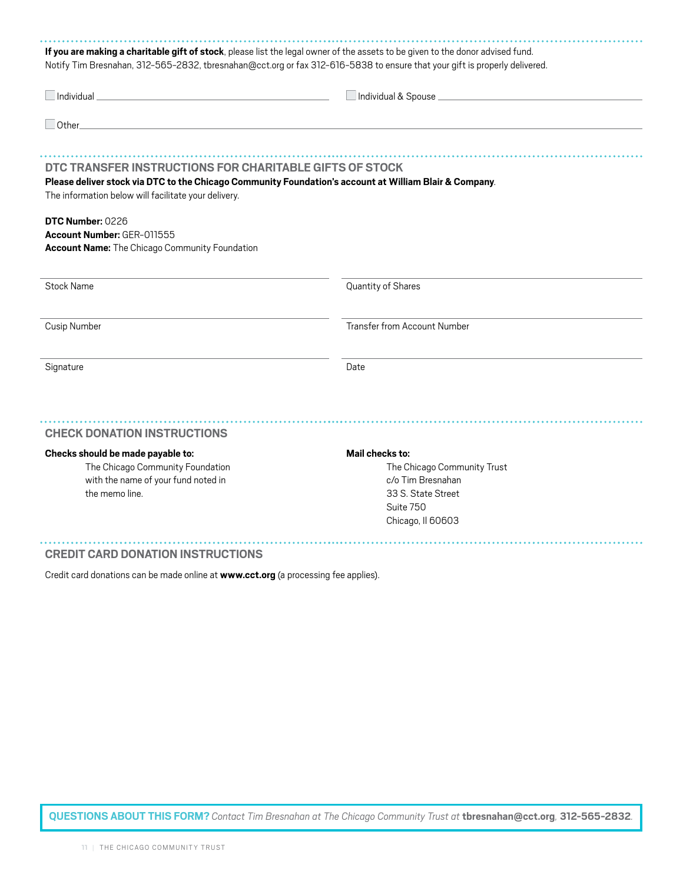**If you are making a charitable gift of stock**, please list the legal owner of the assets to be given to the donor advised fund.
Notify Tim Bresnahan, 312-565-2832, tbresnahan@cct.org or fax 312-616-5838 to ensure that your gift is properly delivered.

☐ Individual ______________________ ☐ Individual & Spouse ______________________

☐ Other______________________

## DTC TRANSFER INSTRUCTIONS FOR CHARITABLE GIFTS OF STOCK

**Please deliver stock via DTC to the Chicago Community Foundation's account at William Blair & Company**.
The information below will facilitate your delivery.

**DTC Number:** 0226
**Account Number:** GER-011555
**Account Name:** The Chicago Community Foundation

Stock Name ______________________ Quantity of Shares ______________________

Cusip Number ______________________ Transfer from Account Number ______________________

Signature ______________________ Date ______________________

## CHECK DONATION INSTRUCTIONS

**Checks should be made payable to:**
The Chicago Community Foundation
with the name of your fund noted in
the memo line.

**Mail checks to:**
The Chicago Community Trust
c/o Tim Bresnahan
33 S. State Street
Suite 750
Chicago, Il 60603

## CREDIT CARD DONATION INSTRUCTIONS

Credit card donations can be made online at **www.cct.org** (a processing fee applies).

**QUESTIONS ABOUT THIS FORM?** *Contact Tim Bresnahan at The Chicago Community Trust at* **tbresnahan@cct.org**, **312-565-2832**.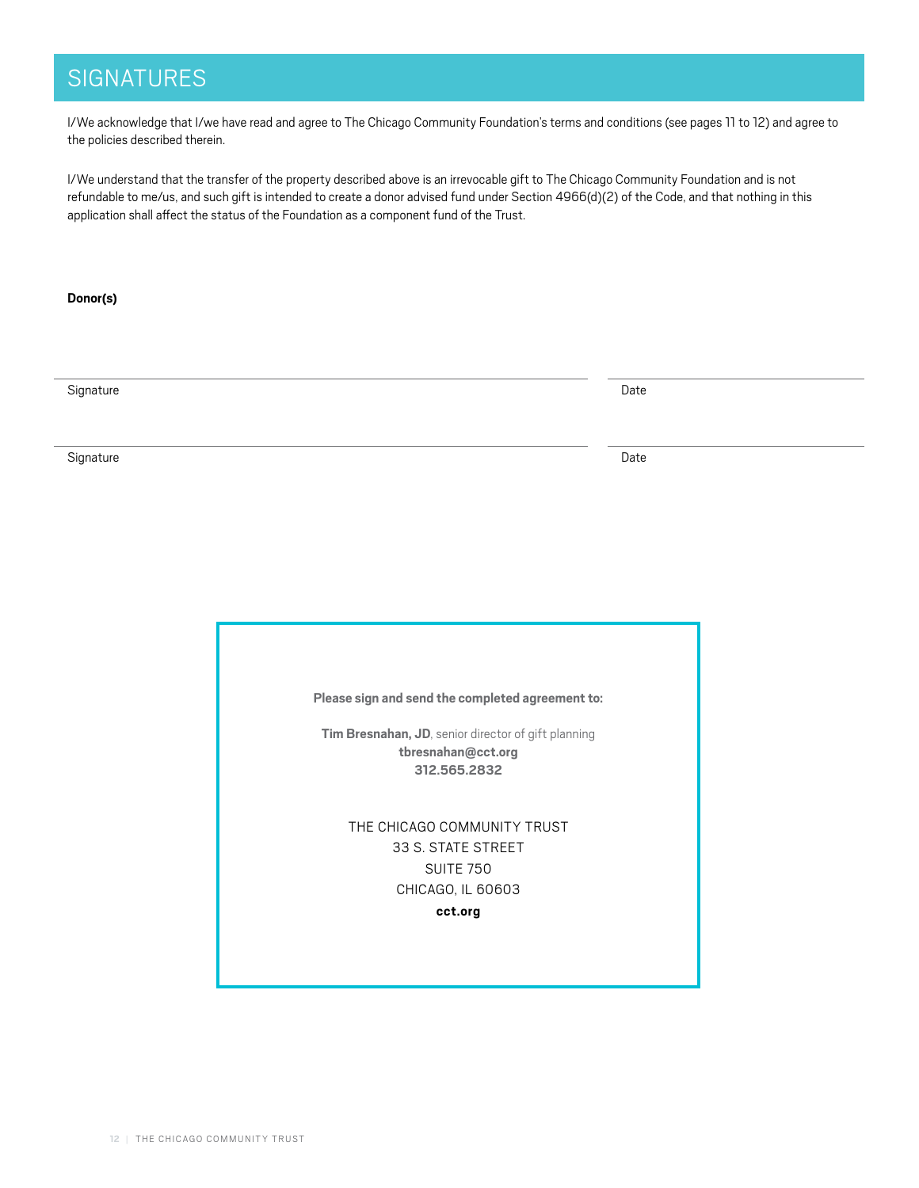# SIGNATURES

I/We acknowledge that I/we have read and agree to The Chicago Community Foundation's terms and conditions (see pages 11 to 12) and agree to the policies described therein.

I/We understand that the transfer of the property described above is an irrevocable gift to The Chicago Community Foundation and is not refundable to me/us, and such gift is intended to create a donor advised fund under Section 4966(d)(2) of the Code, and that nothing in this application shall affect the status of the Foundation as a component fund of the Trust.

**Donor(s)**

Signature ______________________________ Date ______________

Signature ______________________________ Date ______________

**Please sign and send the completed agreement to:**

**Tim Bresnahan, JD**, senior director of gift planning
**tbresnahan@cct.org**
**312.565.2832**

THE CHICAGO COMMUNITY TRUST
33 S. STATE STREET
SUITE 750
CHICAGO, IL 60603
**cct.org**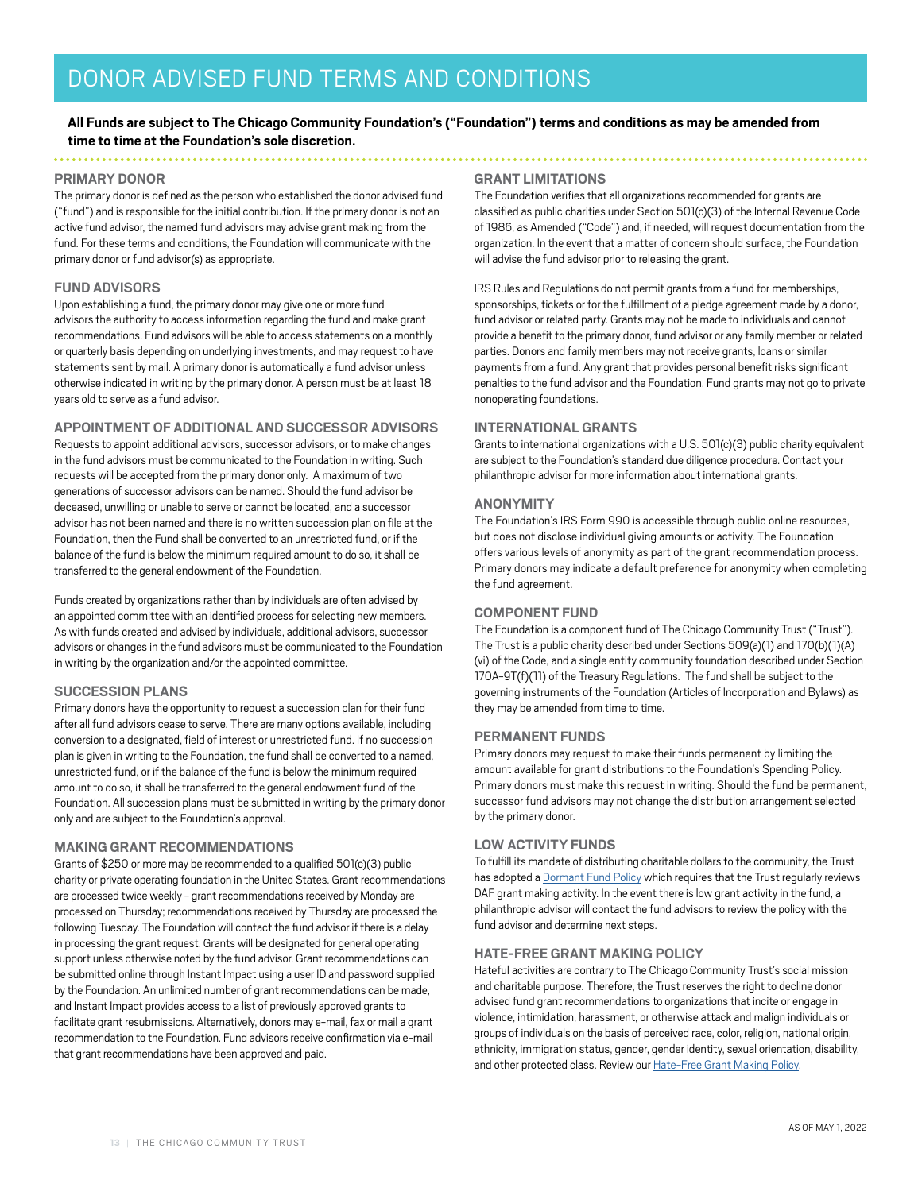# DONOR ADVISED FUND TERMS AND CONDITIONS

**All Funds are subject to The Chicago Community Foundation's ("Foundation") terms and conditions as may be amended from time to time at the Foundation's sole discretion.**

## PRIMARY DONOR

The primary donor is defined as the person who established the donor advised fund ("fund") and is responsible for the initial contribution. If the primary donor is not an active fund advisor, the named fund advisors may advise grant making from the fund. For these terms and conditions, the Foundation will communicate with the primary donor or fund advisor(s) as appropriate.

## FUND ADVISORS

Upon establishing a fund, the primary donor may give one or more fund advisors the authority to access information regarding the fund and make grant recommendations. Fund advisors will be able to access statements on a monthly or quarterly basis depending on underlying investments, and may request to have statements sent by mail. A primary donor is automatically a fund advisor unless otherwise indicated in writing by the primary donor. A person must be at least 18 years old to serve as a fund advisor.

## APPOINTMENT OF ADDITIONAL AND SUCCESSOR ADVISORS

Requests to appoint additional advisors, successor advisors, or to make changes in the fund advisors must be communicated to the Foundation in writing. Such requests will be accepted from the primary donor only. A maximum of two generations of successor advisors can be named. Should the fund advisor be deceased, unwilling or unable to serve or cannot be located, and a successor advisor has not been named and there is no written succession plan on file at the Foundation, then the Fund shall be converted to an unrestricted fund, or if the balance of the fund is below the minimum required amount to do so, it shall be transferred to the general endowment of the Foundation.

Funds created by organizations rather than by individuals are often advised by an appointed committee with an identified process for selecting new members. As with funds created and advised by individuals, additional advisors, successor advisors or changes in the fund advisors must be communicated to the Foundation in writing by the organization and/or the appointed committee.

## SUCCESSION PLANS

Primary donors have the opportunity to request a succession plan for their fund after all fund advisors cease to serve. There are many options available, including conversion to a designated, field of interest or unrestricted fund. If no succession plan is given in writing to the Foundation, the fund shall be converted to a named, unrestricted fund, or if the balance of the fund is below the minimum required amount to do so, it shall be transferred to the general endowment fund of the Foundation. All succession plans must be submitted in writing by the primary donor only and are subject to the Foundation's approval.

## MAKING GRANT RECOMMENDATIONS

Grants of $250 or more may be recommended to a qualified 501(c)(3) public charity or private operating foundation in the United States. Grant recommendations are processed twice weekly – grant recommendations received by Monday are processed on Thursday; recommendations received by Thursday are processed the following Tuesday. The Foundation will contact the fund advisor if there is a delay in processing the grant request. Grants will be designated for general operating support unless otherwise noted by the fund advisor. Grant recommendations can be submitted online through Instant Impact using a user ID and password supplied by the Foundation. An unlimited number of grant recommendations can be made, and Instant Impact provides access to a list of previously approved grants to facilitate grant resubmissions. Alternatively, donors may e-mail, fax or mail a grant recommendation to the Foundation. Fund advisors receive confirmation via e-mail that grant recommendations have been approved and paid.

## GRANT LIMITATIONS

The Foundation verifies that all organizations recommended for grants are classified as public charities under Section 501(c)(3) of the Internal Revenue Code of 1986, as Amended ("Code") and, if needed, will request documentation from the organization. In the event that a matter of concern should surface, the Foundation will advise the fund advisor prior to releasing the grant.

IRS Rules and Regulations do not permit grants from a fund for memberships, sponsorships, tickets or for the fulfillment of a pledge agreement made by a donor, fund advisor or related party. Grants may not be made to individuals and cannot provide a benefit to the primary donor, fund advisor or any family member or related parties. Donors and family members may not receive grants, loans or similar payments from a fund. Any grant that provides personal benefit risks significant penalties to the fund advisor and the Foundation. Fund grants may not go to private nonoperating foundations.

## INTERNATIONAL GRANTS

Grants to international organizations with a U.S. 501(c)(3) public charity equivalent are subject to the Foundation's standard due diligence procedure. Contact your philanthropic advisor for more information about international grants.

## ANONYMITY

The Foundation's IRS Form 990 is accessible through public online resources, but does not disclose individual giving amounts or activity. The Foundation offers various levels of anonymity as part of the grant recommendation process. Primary donors may indicate a default preference for anonymity when completing the fund agreement.

## COMPONENT FUND

The Foundation is a component fund of The Chicago Community Trust ("Trust"). The Trust is a public charity described under Sections 509(a)(1) and 170(b)(1)(A)(vi) of the Code, and a single entity community foundation described under Section 170A-9T(f)(11) of the Treasury Regulations. The fund shall be subject to the governing instruments of the Foundation (Articles of Incorporation and Bylaws) as they may be amended from time to time.

## PERMANENT FUNDS

Primary donors may request to make their funds permanent by limiting the amount available for grant distributions to the Foundation's Spending Policy. Primary donors must make this request in writing. Should the fund be permanent, successor fund advisors may not change the distribution arrangement selected by the primary donor.

## LOW ACTIVITY FUNDS

To fulfill its mandate of distributing charitable dollars to the community, the Trust has adopted a Dormant Fund Policy which requires that the Trust regularly reviews DAF grant making activity. In the event there is low grant activity in the fund, a philanthropic advisor will contact the fund advisors to review the policy with the fund advisor and determine next steps.

## HATE-FREE GRANT MAKING POLICY

Hateful activities are contrary to The Chicago Community Trust's social mission and charitable purpose. Therefore, the Trust reserves the right to decline donor advised fund grant recommendations to organizations that incite or engage in violence, intimidation, harassment, or otherwise attack and malign individuals or groups of individuals on the basis of perceived race, color, religion, national origin, ethnicity, immigration status, gender, gender identity, sexual orientation, disability, and other protected class. Review our Hate-Free Grant Making Policy.

AS OF MAY 1, 2022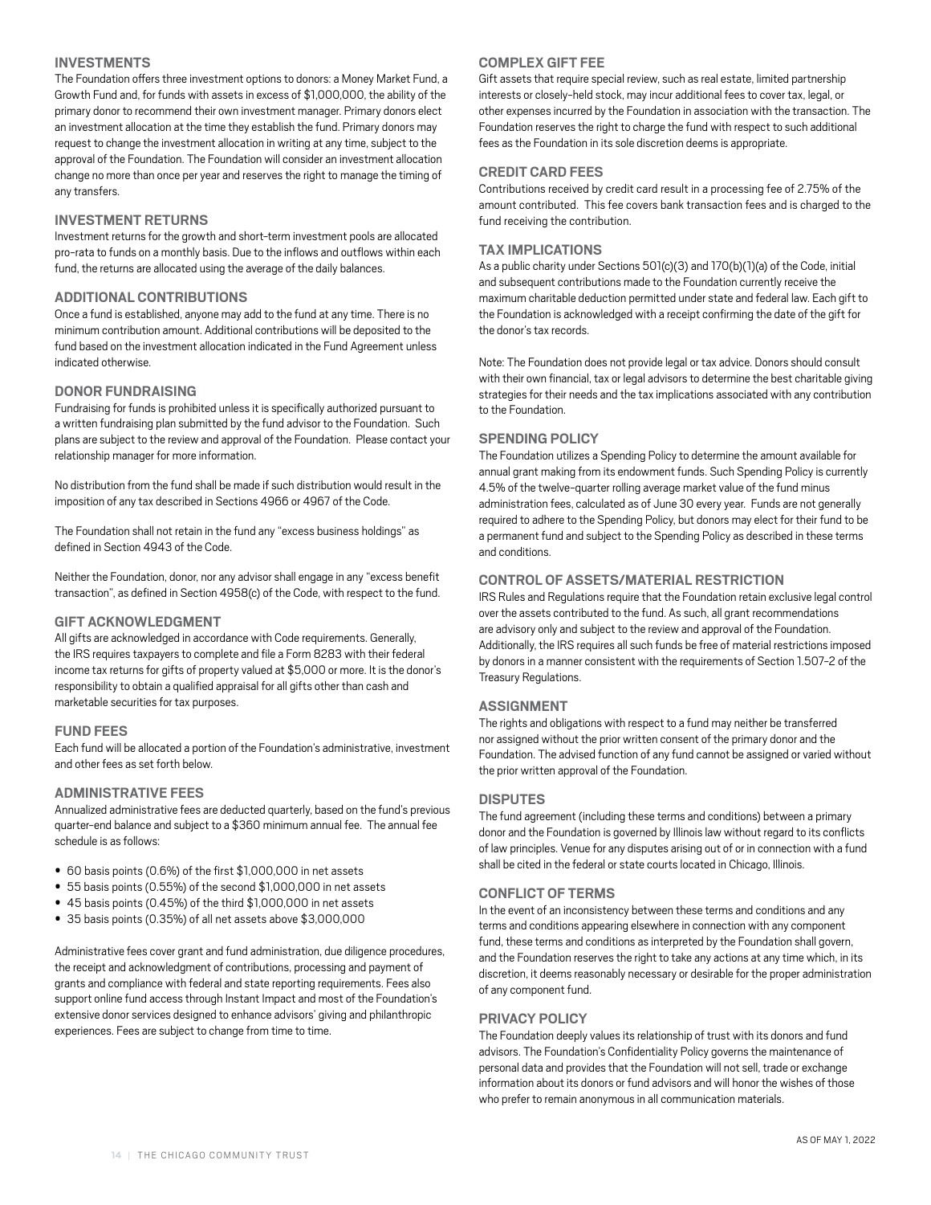## INVESTMENTS

The Foundation offers three investment options to donors: a Money Market Fund, a Growth Fund and, for funds with assets in excess of $1,000,000, the ability of the primary donor to recommend their own investment manager. Primary donors elect an investment allocation at the time they establish the fund. Primary donors may request to change the investment allocation in writing at any time, subject to the approval of the Foundation. The Foundation will consider an investment allocation change no more than once per year and reserves the right to manage the timing of any transfers.

## INVESTMENT RETURNS

Investment returns for the growth and short-term investment pools are allocated pro-rata to funds on a monthly basis. Due to the inflows and outflows within each fund, the returns are allocated using the average of the daily balances.

## ADDITIONAL CONTRIBUTIONS

Once a fund is established, anyone may add to the fund at any time. There is no minimum contribution amount. Additional contributions will be deposited to the fund based on the investment allocation indicated in the Fund Agreement unless indicated otherwise.

## DONOR FUNDRAISING

Fundraising for funds is prohibited unless it is specifically authorized pursuant to a written fundraising plan submitted by the fund advisor to the Foundation. Such plans are subject to the review and approval of the Foundation. Please contact your relationship manager for more information.

No distribution from the fund shall be made if such distribution would result in the imposition of any tax described in Sections 4966 or 4967 of the Code.

The Foundation shall not retain in the fund any "excess business holdings" as defined in Section 4943 of the Code.

Neither the Foundation, donor, nor any advisor shall engage in any "excess benefit transaction", as defined in Section 4958(c) of the Code, with respect to the fund.

## GIFT ACKNOWLEDGMENT

All gifts are acknowledged in accordance with Code requirements. Generally, the IRS requires taxpayers to complete and file a Form 8283 with their federal income tax returns for gifts of property valued at $5,000 or more. It is the donor's responsibility to obtain a qualified appraisal for all gifts other than cash and marketable securities for tax purposes.

## FUND FEES

Each fund will be allocated a portion of the Foundation's administrative, investment and other fees as set forth below.

## ADMINISTRATIVE FEES

Annualized administrative fees are deducted quarterly, based on the fund's previous quarter-end balance and subject to a $360 minimum annual fee. The annual fee schedule is as follows:

- 60 basis points (0.6%) of the first $1,000,000 in net assets
- 55 basis points (0.55%) of the second $1,000,000 in net assets
- 45 basis points (0.45%) of the third $1,000,000 in net assets
- 35 basis points (0.35%) of all net assets above $3,000,000

Administrative fees cover grant and fund administration, due diligence procedures, the receipt and acknowledgment of contributions, processing and payment of grants and compliance with federal and state reporting requirements. Fees also support online fund access through Instant Impact and most of the Foundation's extensive donor services designed to enhance advisors' giving and philanthropic experiences. Fees are subject to change from time to time.

## COMPLEX GIFT FEE

Gift assets that require special review, such as real estate, limited partnership interests or closely-held stock, may incur additional fees to cover tax, legal, or other expenses incurred by the Foundation in association with the transaction. The Foundation reserves the right to charge the fund with respect to such additional fees as the Foundation in its sole discretion deems is appropriate.

## CREDIT CARD FEES

Contributions received by credit card result in a processing fee of 2.75% of the amount contributed. This fee covers bank transaction fees and is charged to the fund receiving the contribution.

## TAX IMPLICATIONS

As a public charity under Sections 501(c)(3) and 170(b)(1)(a) of the Code, initial and subsequent contributions made to the Foundation currently receive the maximum charitable deduction permitted under state and federal law. Each gift to the Foundation is acknowledged with a receipt confirming the date of the gift for the donor's tax records.

Note: The Foundation does not provide legal or tax advice. Donors should consult with their own financial, tax or legal advisors to determine the best charitable giving strategies for their needs and the tax implications associated with any contribution to the Foundation.

## SPENDING POLICY

The Foundation utilizes a Spending Policy to determine the amount available for annual grant making from its endowment funds. Such Spending Policy is currently 4.5% of the twelve-quarter rolling average market value of the fund minus administration fees, calculated as of June 30 every year. Funds are not generally required to adhere to the Spending Policy, but donors may elect for their fund to be a permanent fund and subject to the Spending Policy as described in these terms and conditions.

## CONTROL OF ASSETS/MATERIAL RESTRICTION

IRS Rules and Regulations require that the Foundation retain exclusive legal control over the assets contributed to the fund. As such, all grant recommendations are advisory only and subject to the review and approval of the Foundation. Additionally, the IRS requires all such funds be free of material restrictions imposed by donors in a manner consistent with the requirements of Section 1.507-2 of the Treasury Regulations.

## ASSIGNMENT

The rights and obligations with respect to a fund may neither be transferred nor assigned without the prior written consent of the primary donor and the Foundation. The advised function of any fund cannot be assigned or varied without the prior written approval of the Foundation.

## DISPUTES

The fund agreement (including these terms and conditions) between a primary donor and the Foundation is governed by Illinois law without regard to its conflicts of law principles. Venue for any disputes arising out of or in connection with a fund shall be cited in the federal or state courts located in Chicago, Illinois.

## CONFLICT OF TERMS

In the event of an inconsistency between these terms and conditions and any terms and conditions appearing elsewhere in connection with any component fund, these terms and conditions as interpreted by the Foundation shall govern, and the Foundation reserves the right to take any actions at any time which, in its discretion, it deems reasonably necessary or desirable for the proper administration of any component fund.

## PRIVACY POLICY

The Foundation deeply values its relationship of trust with its donors and fund advisors. The Foundation's Confidentiality Policy governs the maintenance of personal data and provides that the Foundation will not sell, trade or exchange information about its donors or fund advisors and will honor the wishes of those who prefer to remain anonymous in all communication materials.

AS OF MAY 1, 2022